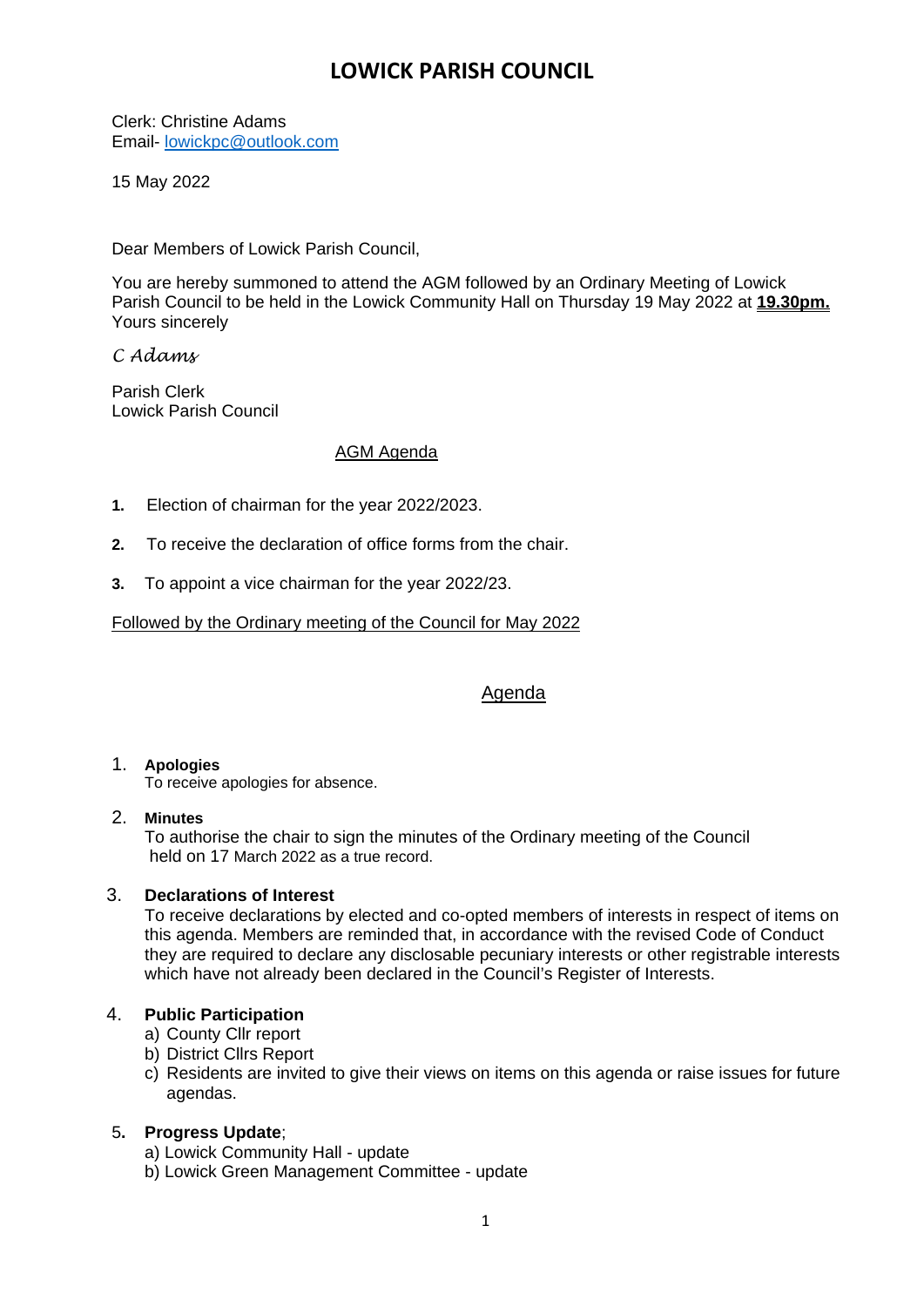# LOWICK PARISH COUNCIL

Clerk: Christine Adams
Email- lowickpc@outlook.com

15 May 2022

Dear Members of Lowick Parish Council,

You are hereby summoned to attend the AGM followed by an Ordinary Meeting of Lowick Parish Council to be held in the Lowick Community Hall on Thursday 19 May 2022 at **19.30pm.**
Yours sincerely

*C Adams*

Parish Clerk
Lowick Parish Council

## AGM Agenda

1. Election of chairman for the year 2022/2023.
2. To receive the declaration of office forms from the chair.
3. To appoint a vice chairman for the year 2022/23.

Followed by the Ordinary meeting of the Council for May 2022

## Agenda

1. **Apologies**
   To receive apologies for absence.

2. **Minutes**
   To authorise the chair to sign the minutes of the Ordinary meeting of the Council held on 17 March 2022 as a true record.

3. **Declarations of Interest**
   To receive declarations by elected and co-opted members of interests in respect of items on this agenda. Members are reminded that, in accordance with the revised Code of Conduct they are required to declare any disclosable pecuniary interests or other registrable interests which have not already been declared in the Council's Register of Interests.

4. **Public Participation**
   a) County Cllr report
   b) District Cllrs Report
   c) Residents are invited to give their views on items on this agenda or raise issues for future agendas.

5. **Progress Update**;
   a) Lowick Community Hall - update
   b) Lowick Green Management Committee - update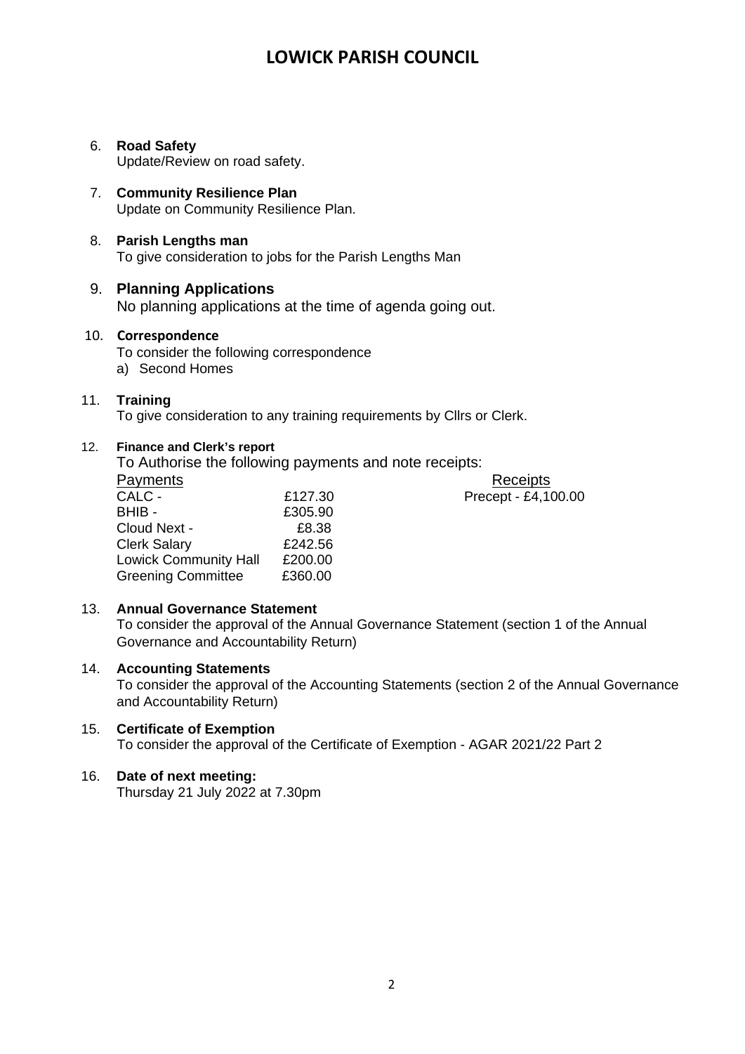# LOWICK PARISH COUNCIL

6. **Road Safety**
   Update/Review on road safety.

7. **Community Resilience Plan**
   Update on Community Resilience Plan.

8. **Parish Lengths man**
   To give consideration to jobs for the Parish Lengths Man

9. **Planning Applications**
   No planning applications at the time of agenda going out.

10. **Correspondence**
    To consider the following correspondence
    a) Second Homes

11. **Training**
    To give consideration to any training requirements by Cllrs or Clerk.

12. **Finance and Clerk's report**
    To Authorise the following payments and note receipts:

| Payments | | Receipts |
|---|---|---|
| CALC - | £127.30 | Precept - £4,100.00 |
| BHIB - | £305.90 | |
| Cloud Next - | £8.38 | |
| Clerk Salary | £242.56 | |
| Lowick Community Hall | £200.00 | |
| Greening Committee | £360.00 | |

13. **Annual Governance Statement**
    To consider the approval of the Annual Governance Statement (section 1 of the Annual Governance and Accountability Return)

14. **Accounting Statements**
    To consider the approval of the Accounting Statements (section 2 of the Annual Governance and Accountability Return)

15. **Certificate of Exemption**
    To consider the approval of the Certificate of Exemption - AGAR 2021/22 Part 2

16. **Date of next meeting:**
    Thursday 21 July 2022 at 7.30pm